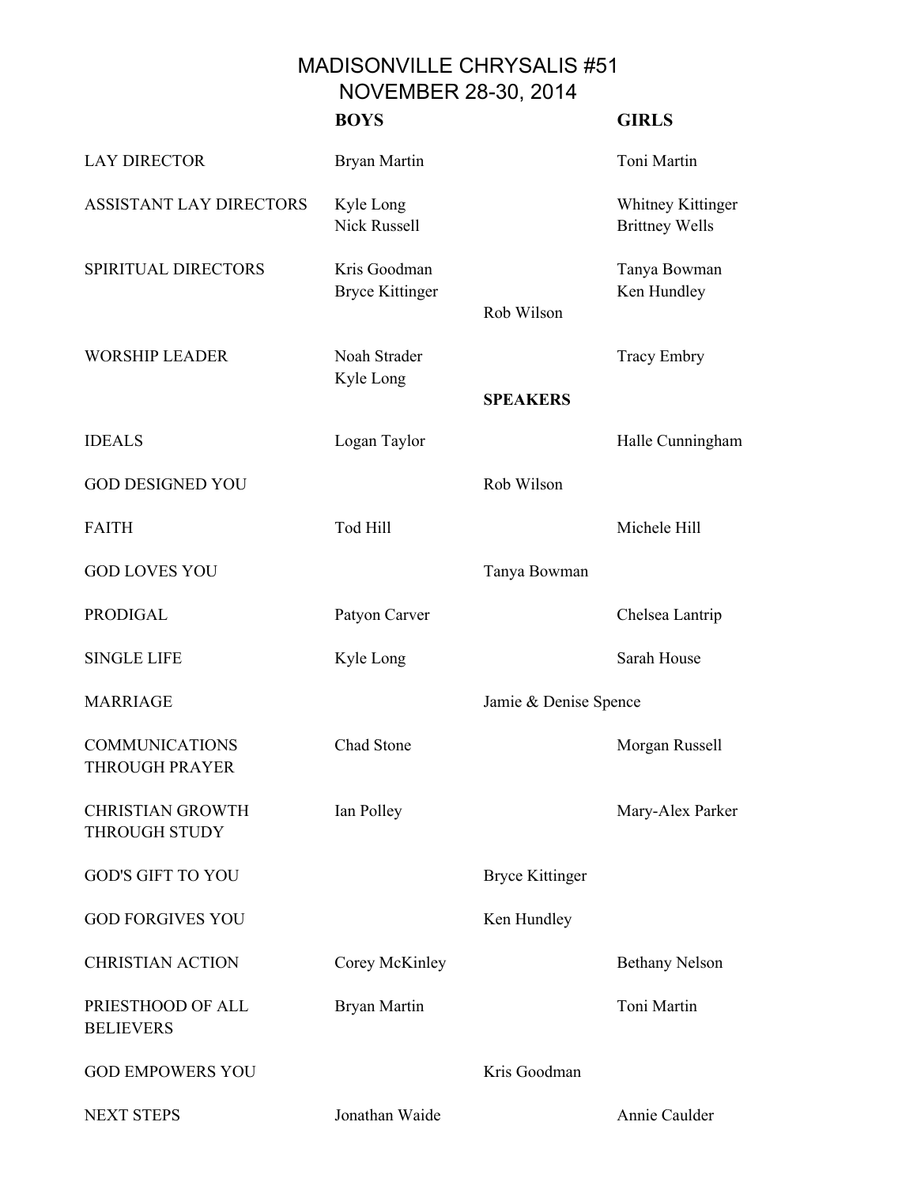# MADISONVILLE CHRYSALIS #51
## NOVEMBER 28-30, 2014

| | BOYS | | GIRLS |
|---|---|---|---|
| LAY DIRECTOR | Bryan Martin | | Toni Martin |
| ASSISTANT LAY DIRECTORS | Kyle Long<br>Nick Russell | | Whitney Kittinger<br>Brittney Wells |
| SPIRITUAL DIRECTORS | Kris Goodman<br>Bryce Kittinger | Rob Wilson | Tanya Bowman<br>Ken Hundley |
| WORSHIP LEADER | Noah Strader<br>Kyle Long | | Tracy Embry |
| | | **SPEAKERS** | |
| IDEALS | Logan Taylor | | Halle Cunningham |
| GOD DESIGNED YOU | | Rob Wilson | |
| FAITH | Tod Hill | | Michele Hill |
| GOD LOVES YOU | | Tanya Bowman | |
| PRODIGAL | Patyon Carver | | Chelsea Lantrip |
| SINGLE LIFE | Kyle Long | | Sarah House |
| MARRIAGE | | Jamie & Denise Spence | |
| COMMUNICATIONS THROUGH PRAYER | Chad Stone | | Morgan Russell |
| CHRISTIAN GROWTH THROUGH STUDY | Ian Polley | | Mary-Alex Parker |
| GOD'S GIFT TO YOU | | Bryce Kittinger | |
| GOD FORGIVES YOU | | Ken Hundley | |
| CHRISTIAN ACTION | Corey McKinley | | Bethany Nelson |
| PRIESTHOOD OF ALL BELIEVERS | Bryan Martin | | Toni Martin |
| GOD EMPOWERS YOU | | Kris Goodman | |
| NEXT STEPS | Jonathan Waide | | Annie Caulder |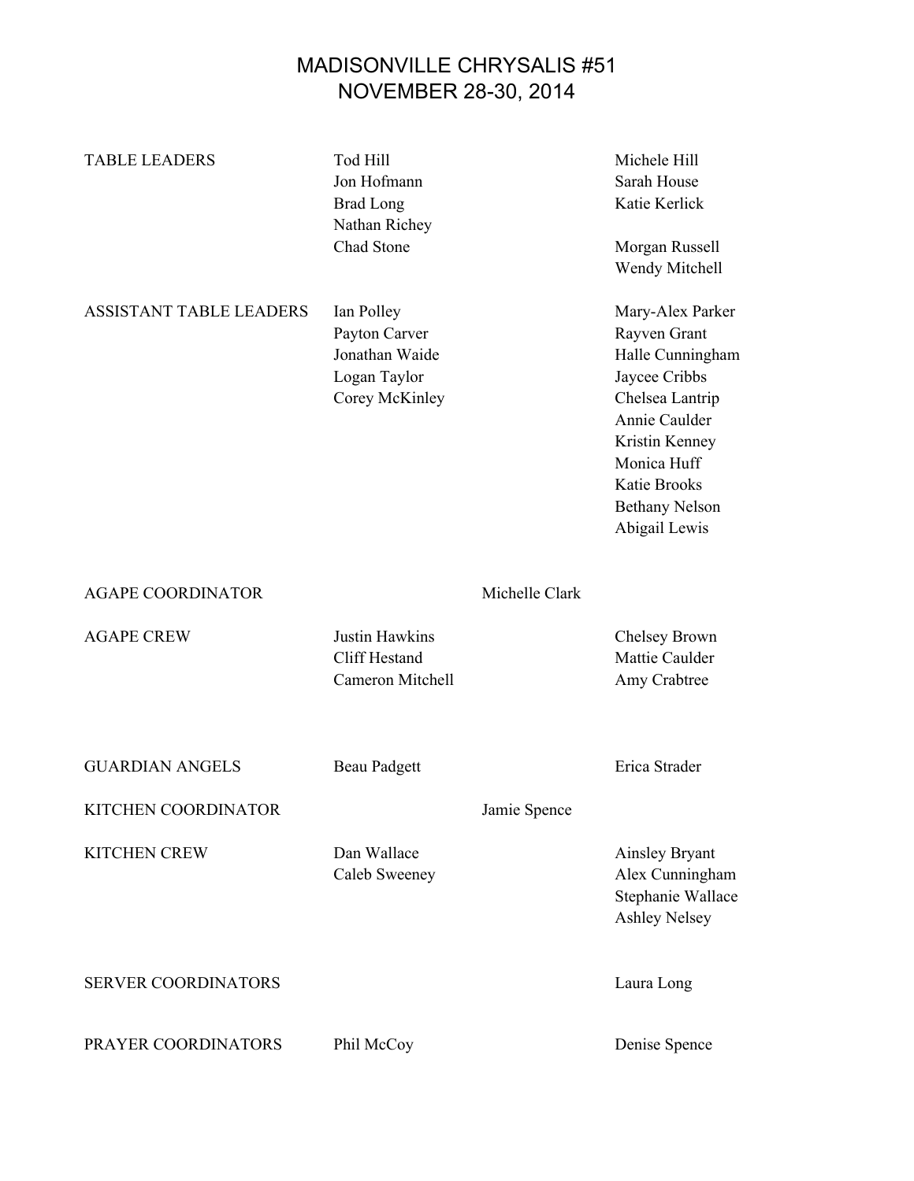# MADISONVILLE CHRYSALIS #51
## NOVEMBER 28-30, 2014

| | | | |
|---|---|---|---|
| TABLE LEADERS | Tod Hill<br>Jon Hofmann<br>Brad Long<br>Nathan Richey<br>Chad Stone | | Michele Hill<br>Sarah House<br>Katie Kerlick<br><br>Morgan Russell<br>Wendy Mitchell |
| ASSISTANT TABLE LEADERS | Ian Polley<br>Payton Carver<br>Jonathan Waide<br>Logan Taylor<br>Corey McKinley | | Mary-Alex Parker<br>Rayven Grant<br>Halle Cunningham<br>Jaycee Cribbs<br>Chelsea Lantrip<br>Annie Caulder<br>Kristin Kenney<br>Monica Huff<br>Katie Brooks<br>Bethany Nelson<br>Abigail Lewis |
| AGAPE COORDINATOR | | Michelle Clark | |
| AGAPE CREW | Justin Hawkins<br>Cliff Hestand<br>Cameron Mitchell | | Chelsey Brown<br>Mattie Caulder<br>Amy Crabtree |
| GUARDIAN ANGELS | Beau Padgett | | Erica Strader |
| KITCHEN COORDINATOR | | Jamie Spence | |
| KITCHEN CREW | Dan Wallace<br>Caleb Sweeney | | Ainsley Bryant<br>Alex Cunningham<br>Stephanie Wallace<br>Ashley Nelsey |
| SERVER COORDINATORS | | | Laura Long |
| PRAYER COORDINATORS | Phil McCoy | | Denise Spence |